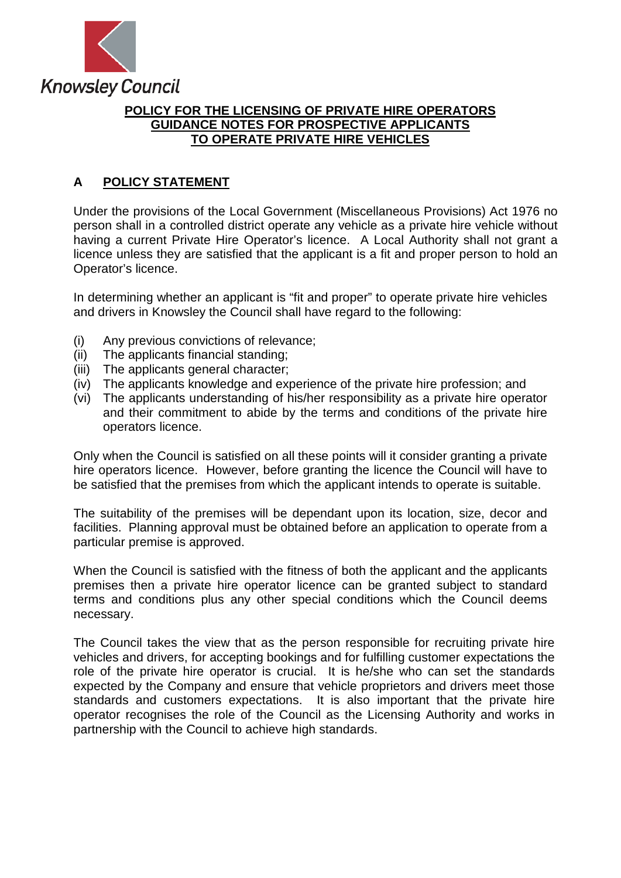Knowsley Council

# POLICY FOR THE LICENSING OF PRIVATE HIRE OPERATORS GUIDANCE NOTES FOR PROSPECTIVE APPLICANTS TO OPERATE PRIVATE HIRE VEHICLES

## A POLICY STATEMENT

Under the provisions of the Local Government (Miscellaneous Provisions) Act 1976 no person shall in a controlled district operate any vehicle as a private hire vehicle without having a current Private Hire Operator's licence. A Local Authority shall not grant a licence unless they are satisfied that the applicant is a fit and proper person to hold an Operator's licence.

In determining whether an applicant is "fit and proper" to operate private hire vehicles and drivers in Knowsley the Council shall have regard to the following:

- (i) Any previous convictions of relevance;
- (ii) The applicants financial standing;
- (iii) The applicants general character;
- (iv) The applicants knowledge and experience of the private hire profession; and
- (vi) The applicants understanding of his/her responsibility as a private hire operator and their commitment to abide by the terms and conditions of the private hire operators licence.

Only when the Council is satisfied on all these points will it consider granting a private hire operators licence. However, before granting the licence the Council will have to be satisfied that the premises from which the applicant intends to operate is suitable.

The suitability of the premises will be dependant upon its location, size, decor and facilities. Planning approval must be obtained before an application to operate from a particular premise is approved.

When the Council is satisfied with the fitness of both the applicant and the applicants premises then a private hire operator licence can be granted subject to standard terms and conditions plus any other special conditions which the Council deems necessary.

The Council takes the view that as the person responsible for recruiting private hire vehicles and drivers, for accepting bookings and for fulfilling customer expectations the role of the private hire operator is crucial. It is he/she who can set the standards expected by the Company and ensure that vehicle proprietors and drivers meet those standards and customers expectations. It is also important that the private hire operator recognises the role of the Council as the Licensing Authority and works in partnership with the Council to achieve high standards.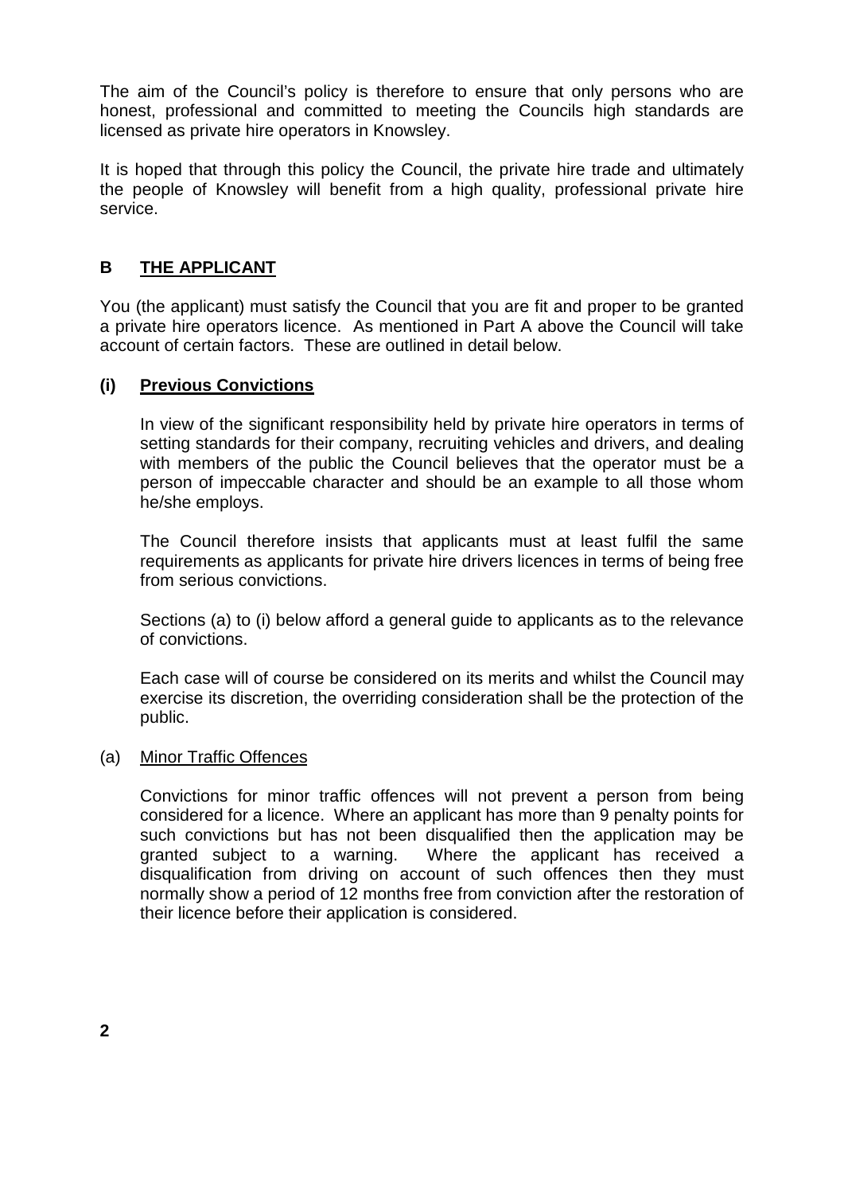The aim of the Council's policy is therefore to ensure that only persons who are honest, professional and committed to meeting the Councils high standards are licensed as private hire operators in Knowsley.

It is hoped that through this policy the Council, the private hire trade and ultimately the people of Knowsley will benefit from a high quality, professional private hire service.

## B THE APPLICANT

You (the applicant) must satisfy the Council that you are fit and proper to be granted a private hire operators licence. As mentioned in Part A above the Council will take account of certain factors. These are outlined in detail below.

### (i) Previous Convictions

In view of the significant responsibility held by private hire operators in terms of setting standards for their company, recruiting vehicles and drivers, and dealing with members of the public the Council believes that the operator must be a person of impeccable character and should be an example to all those whom he/she employs.

The Council therefore insists that applicants must at least fulfil the same requirements as applicants for private hire drivers licences in terms of being free from serious convictions.

Sections (a) to (i) below afford a general guide to applicants as to the relevance of convictions.

Each case will of course be considered on its merits and whilst the Council may exercise its discretion, the overriding consideration shall be the protection of the public.

(a) Minor Traffic Offences

Convictions for minor traffic offences will not prevent a person from being considered for a licence. Where an applicant has more than 9 penalty points for such convictions but has not been disqualified then the application may be granted subject to a warning. Where the applicant has received a disqualification from driving on account of such offences then they must normally show a period of 12 months free from conviction after the restoration of their licence before their application is considered.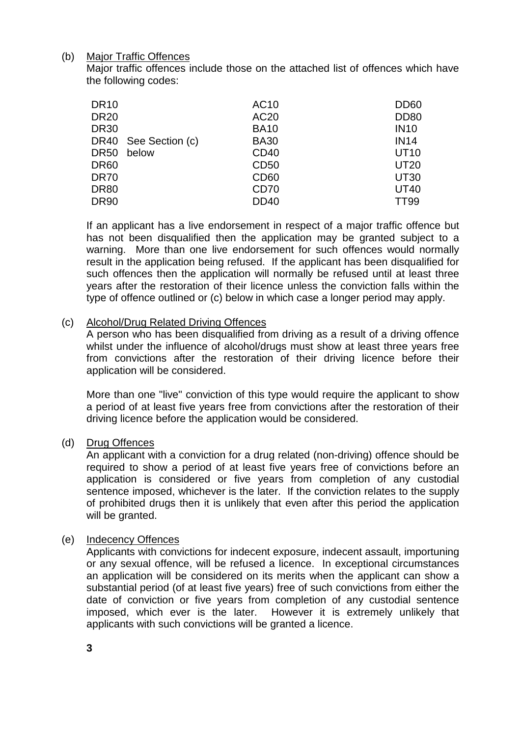(b) Major Traffic Offences

Major traffic offences include those on the attached list of offences which have the following codes:

| | | |
|---|---|---|
| DR10 | AC10 | DD60 |
| DR20 | AC20 | DD80 |
| DR30 | BA10 | IN10 |
| DR40 See Section (c) | BA30 | IN14 |
| DR50 below | CD40 | UT10 |
| DR60 | CD50 | UT20 |
| DR70 | CD60 | UT30 |
| DR80 | CD70 | UT40 |
| DR90 | DD40 | TT99 |

If an applicant has a live endorsement in respect of a major traffic offence but has not been disqualified then the application may be granted subject to a warning. More than one live endorsement for such offences would normally result in the application being refused. If the applicant has been disqualified for such offences then the application will normally be refused until at least three years after the restoration of their licence unless the conviction falls within the type of offence outlined or (c) below in which case a longer period may apply.

(c) Alcohol/Drug Related Driving Offences

A person who has been disqualified from driving as a result of a driving offence whilst under the influence of alcohol/drugs must show at least three years free from convictions after the restoration of their driving licence before their application will be considered.

More than one "live" conviction of this type would require the applicant to show a period of at least five years free from convictions after the restoration of their driving licence before the application would be considered.

(d) Drug Offences

An applicant with a conviction for a drug related (non-driving) offence should be required to show a period of at least five years free of convictions before an application is considered or five years from completion of any custodial sentence imposed, whichever is the later. If the conviction relates to the supply of prohibited drugs then it is unlikely that even after this period the application will be granted.

(e) Indecency Offences

Applicants with convictions for indecent exposure, indecent assault, importuning or any sexual offence, will be refused a licence. In exceptional circumstances an application will be considered on its merits when the applicant can show a substantial period (of at least five years) free of such convictions from either the date of conviction or five years from completion of any custodial sentence imposed, which ever is the later. However it is extremely unlikely that applicants with such convictions will be granted a licence.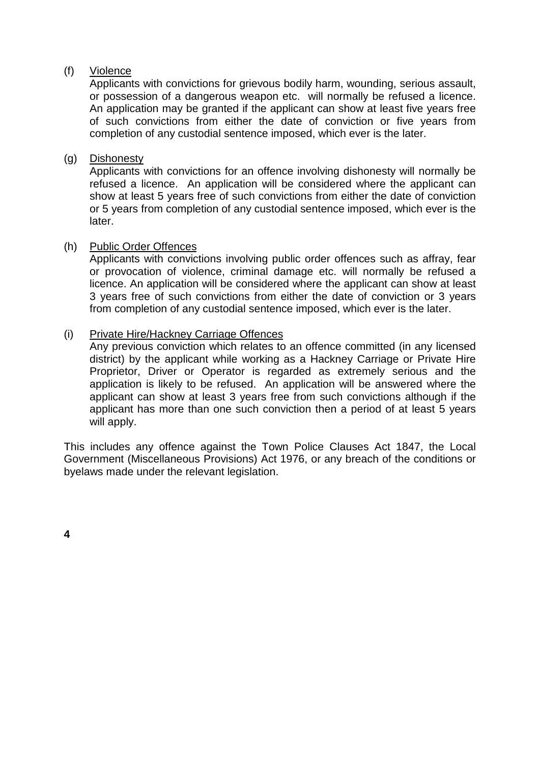(f) Violence

Applicants with convictions for grievous bodily harm, wounding, serious assault, or possession of a dangerous weapon etc. will normally be refused a licence. An application may be granted if the applicant can show at least five years free of such convictions from either the date of conviction or five years from completion of any custodial sentence imposed, which ever is the later.

(g) Dishonesty

Applicants with convictions for an offence involving dishonesty will normally be refused a licence. An application will be considered where the applicant can show at least 5 years free of such convictions from either the date of conviction or 5 years from completion of any custodial sentence imposed, which ever is the later.

(h) Public Order Offences

Applicants with convictions involving public order offences such as affray, fear or provocation of violence, criminal damage etc. will normally be refused a licence. An application will be considered where the applicant can show at least 3 years free of such convictions from either the date of conviction or 3 years from completion of any custodial sentence imposed, which ever is the later.

(i) Private Hire/Hackney Carriage Offences

Any previous conviction which relates to an offence committed (in any licensed district) by the applicant while working as a Hackney Carriage or Private Hire Proprietor, Driver or Operator is regarded as extremely serious and the application is likely to be refused. An application will be answered where the applicant can show at least 3 years free from such convictions although if the applicant has more than one such conviction then a period of at least 5 years will apply.

This includes any offence against the Town Police Clauses Act 1847, the Local Government (Miscellaneous Provisions) Act 1976, or any breach of the conditions or byelaws made under the relevant legislation.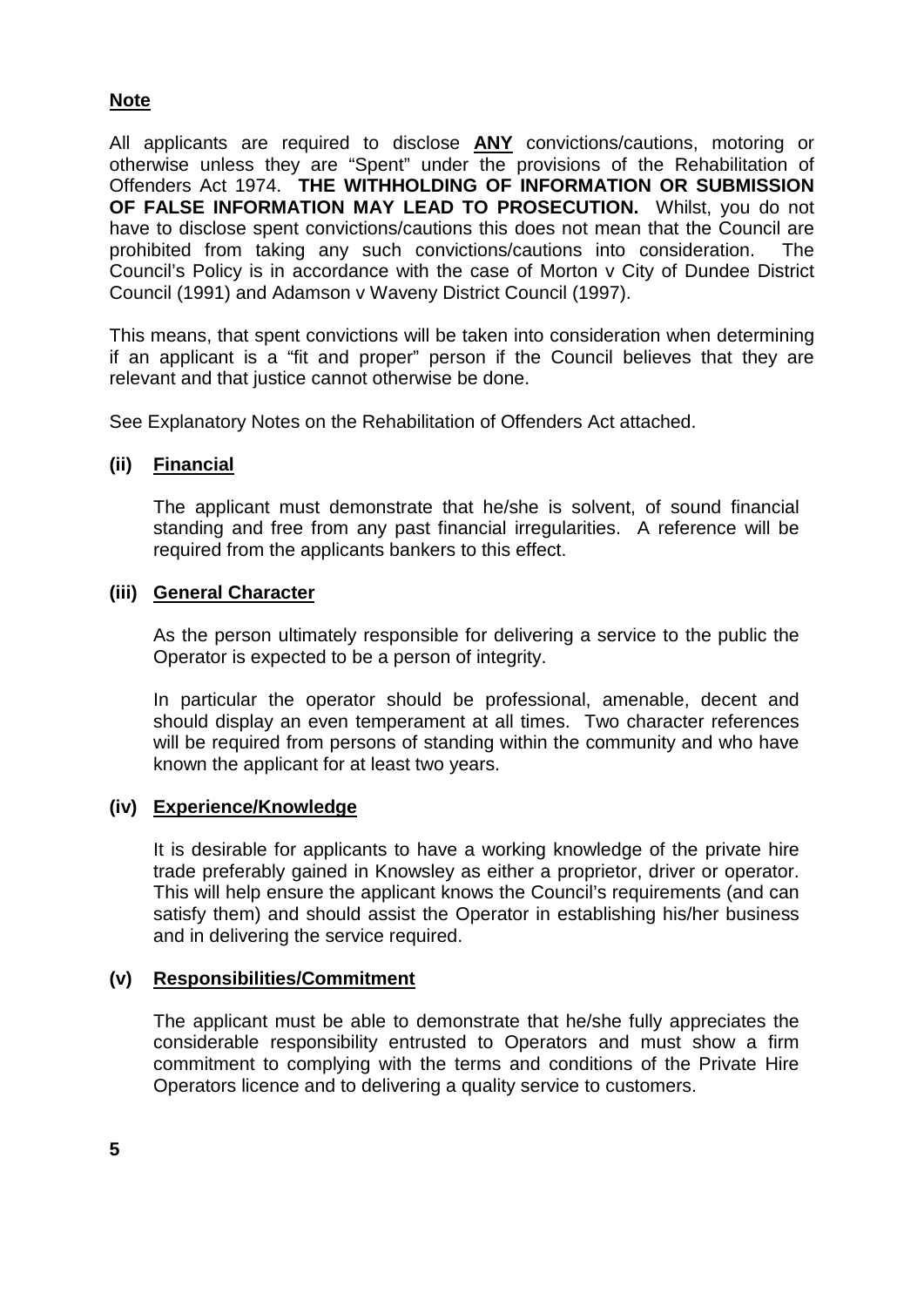**Note**

All applicants are required to disclose **ANY** convictions/cautions, motoring or otherwise unless they are "Spent" under the provisions of the Rehabilitation of Offenders Act 1974. **THE WITHHOLDING OF INFORMATION OR SUBMISSION OF FALSE INFORMATION MAY LEAD TO PROSECUTION.** Whilst, you do not have to disclose spent convictions/cautions this does not mean that the Council are prohibited from taking any such convictions/cautions into consideration. The Council's Policy is in accordance with the case of Morton v City of Dundee District Council (1991) and Adamson v Waveny District Council (1997).

This means, that spent convictions will be taken into consideration when determining if an applicant is a "fit and proper" person if the Council believes that they are relevant and that justice cannot otherwise be done.

See Explanatory Notes on the Rehabilitation of Offenders Act attached.

### (ii) Financial

The applicant must demonstrate that he/she is solvent, of sound financial standing and free from any past financial irregularities. A reference will be required from the applicants bankers to this effect.

### (iii) General Character

As the person ultimately responsible for delivering a service to the public the Operator is expected to be a person of integrity.

In particular the operator should be professional, amenable, decent and should display an even temperament at all times. Two character references will be required from persons of standing within the community and who have known the applicant for at least two years.

### (iv) Experience/Knowledge

It is desirable for applicants to have a working knowledge of the private hire trade preferably gained in Knowsley as either a proprietor, driver or operator. This will help ensure the applicant knows the Council's requirements (and can satisfy them) and should assist the Operator in establishing his/her business and in delivering the service required.

### (v) Responsibilities/Commitment

The applicant must be able to demonstrate that he/she fully appreciates the considerable responsibility entrusted to Operators and must show a firm commitment to complying with the terms and conditions of the Private Hire Operators licence and to delivering a quality service to customers.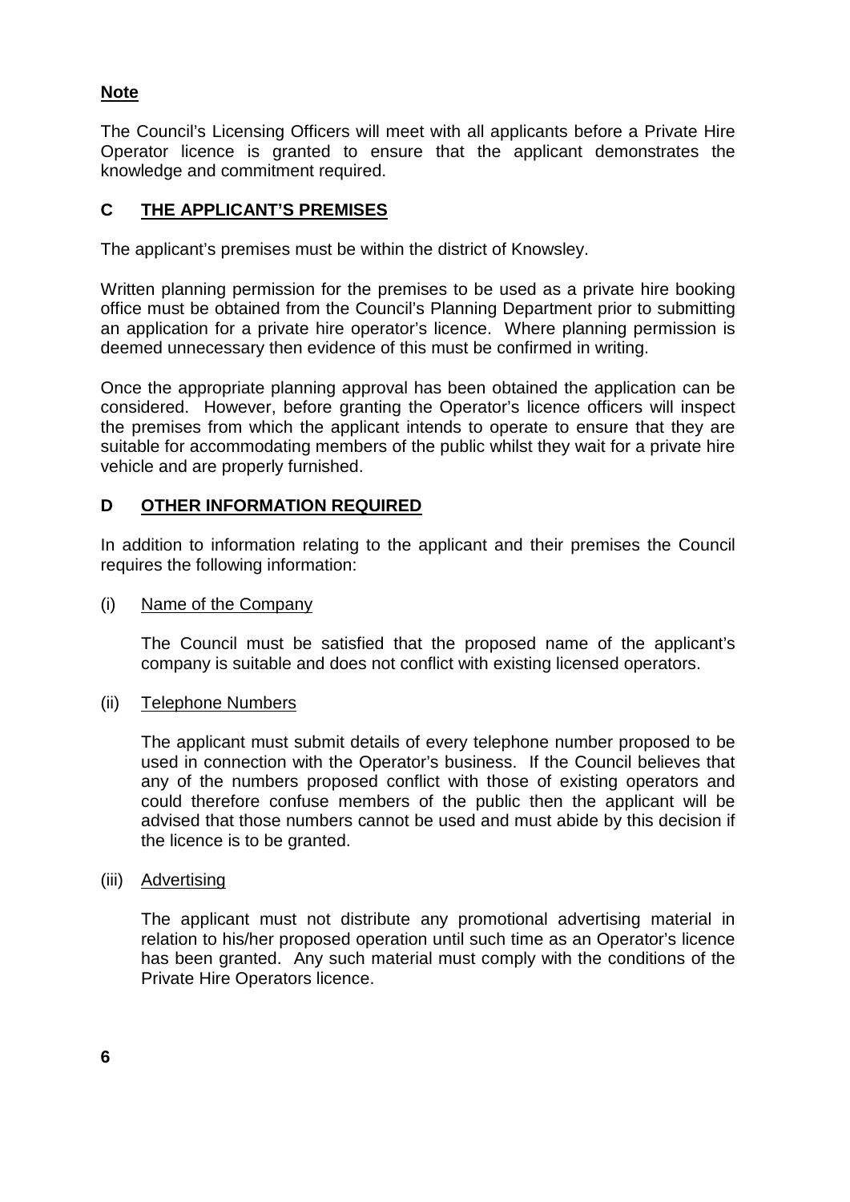**Note**

The Council's Licensing Officers will meet with all applicants before a Private Hire Operator licence is granted to ensure that the applicant demonstrates the knowledge and commitment required.

## C THE APPLICANT'S PREMISES

The applicant's premises must be within the district of Knowsley.

Written planning permission for the premises to be used as a private hire booking office must be obtained from the Council's Planning Department prior to submitting an application for a private hire operator's licence. Where planning permission is deemed unnecessary then evidence of this must be confirmed in writing.

Once the appropriate planning approval has been obtained the application can be considered. However, before granting the Operator's licence officers will inspect the premises from which the applicant intends to operate to ensure that they are suitable for accommodating members of the public whilst they wait for a private hire vehicle and are properly furnished.

## D OTHER INFORMATION REQUIRED

In addition to information relating to the applicant and their premises the Council requires the following information:

(i) Name of the Company

The Council must be satisfied that the proposed name of the applicant's company is suitable and does not conflict with existing licensed operators.

(ii) Telephone Numbers

The applicant must submit details of every telephone number proposed to be used in connection with the Operator's business. If the Council believes that any of the numbers proposed conflict with those of existing operators and could therefore confuse members of the public then the applicant will be advised that those numbers cannot be used and must abide by this decision if the licence is to be granted.

(iii) Advertising

The applicant must not distribute any promotional advertising material in relation to his/her proposed operation until such time as an Operator's licence has been granted. Any such material must comply with the conditions of the Private Hire Operators licence.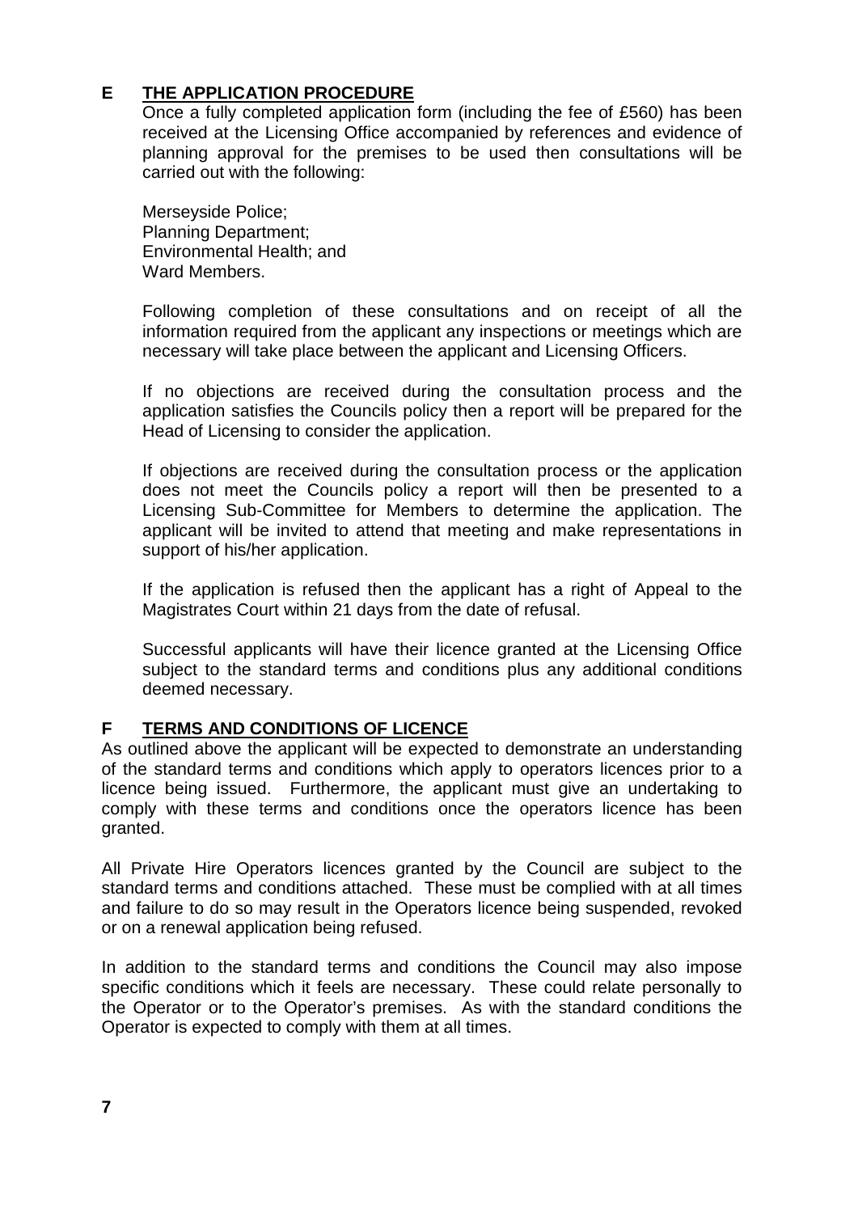## E THE APPLICATION PROCEDURE

Once a fully completed application form (including the fee of £560) has been received at the Licensing Office accompanied by references and evidence of planning approval for the premises to be used then consultations will be carried out with the following:

Merseyside Police;
Planning Department;
Environmental Health; and
Ward Members.

Following completion of these consultations and on receipt of all the information required from the applicant any inspections or meetings which are necessary will take place between the applicant and Licensing Officers.

If no objections are received during the consultation process and the application satisfies the Councils policy then a report will be prepared for the Head of Licensing to consider the application.

If objections are received during the consultation process or the application does not meet the Councils policy a report will then be presented to a Licensing Sub-Committee for Members to determine the application. The applicant will be invited to attend that meeting and make representations in support of his/her application.

If the application is refused then the applicant has a right of Appeal to the Magistrates Court within 21 days from the date of refusal.

Successful applicants will have their licence granted at the Licensing Office subject to the standard terms and conditions plus any additional conditions deemed necessary.

## F TERMS AND CONDITIONS OF LICENCE

As outlined above the applicant will be expected to demonstrate an understanding of the standard terms and conditions which apply to operators licences prior to a licence being issued. Furthermore, the applicant must give an undertaking to comply with these terms and conditions once the operators licence has been granted.

All Private Hire Operators licences granted by the Council are subject to the standard terms and conditions attached. These must be complied with at all times and failure to do so may result in the Operators licence being suspended, revoked or on a renewal application being refused.

In addition to the standard terms and conditions the Council may also impose specific conditions which it feels are necessary. These could relate personally to the Operator or to the Operator's premises. As with the standard conditions the Operator is expected to comply with them at all times.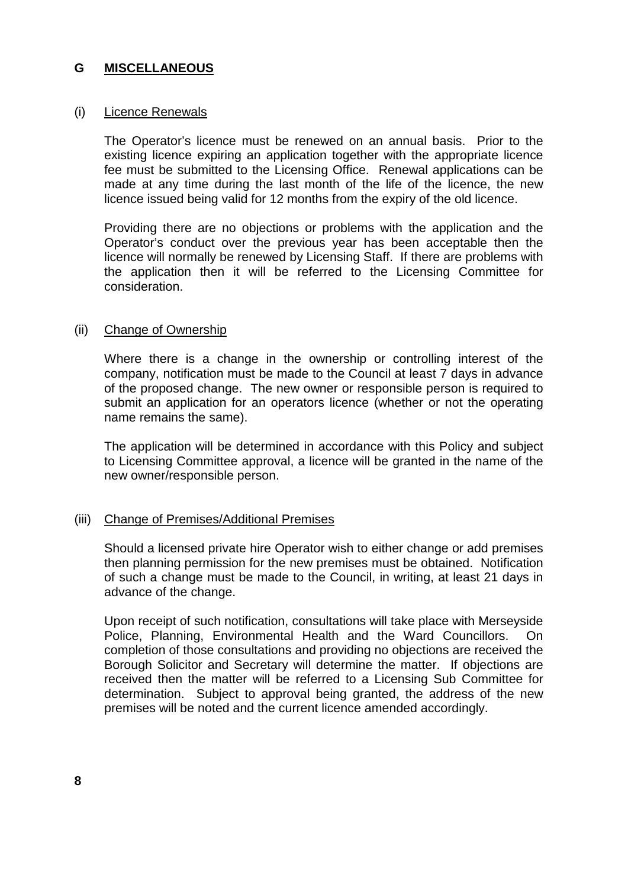## G MISCELLANEOUS

### (i) Licence Renewals

The Operator's licence must be renewed on an annual basis. Prior to the existing licence expiring an application together with the appropriate licence fee must be submitted to the Licensing Office. Renewal applications can be made at any time during the last month of the life of the licence, the new licence issued being valid for 12 months from the expiry of the old licence.

Providing there are no objections or problems with the application and the Operator's conduct over the previous year has been acceptable then the licence will normally be renewed by Licensing Staff. If there are problems with the application then it will be referred to the Licensing Committee for consideration.

### (ii) Change of Ownership

Where there is a change in the ownership or controlling interest of the company, notification must be made to the Council at least 7 days in advance of the proposed change. The new owner or responsible person is required to submit an application for an operators licence (whether or not the operating name remains the same).

The application will be determined in accordance with this Policy and subject to Licensing Committee approval, a licence will be granted in the name of the new owner/responsible person.

### (iii) Change of Premises/Additional Premises

Should a licensed private hire Operator wish to either change or add premises then planning permission for the new premises must be obtained. Notification of such a change must be made to the Council, in writing, at least 21 days in advance of the change.

Upon receipt of such notification, consultations will take place with Merseyside Police, Planning, Environmental Health and the Ward Councillors. On completion of those consultations and providing no objections are received the Borough Solicitor and Secretary will determine the matter. If objections are received then the matter will be referred to a Licensing Sub Committee for determination. Subject to approval being granted, the address of the new premises will be noted and the current licence amended accordingly.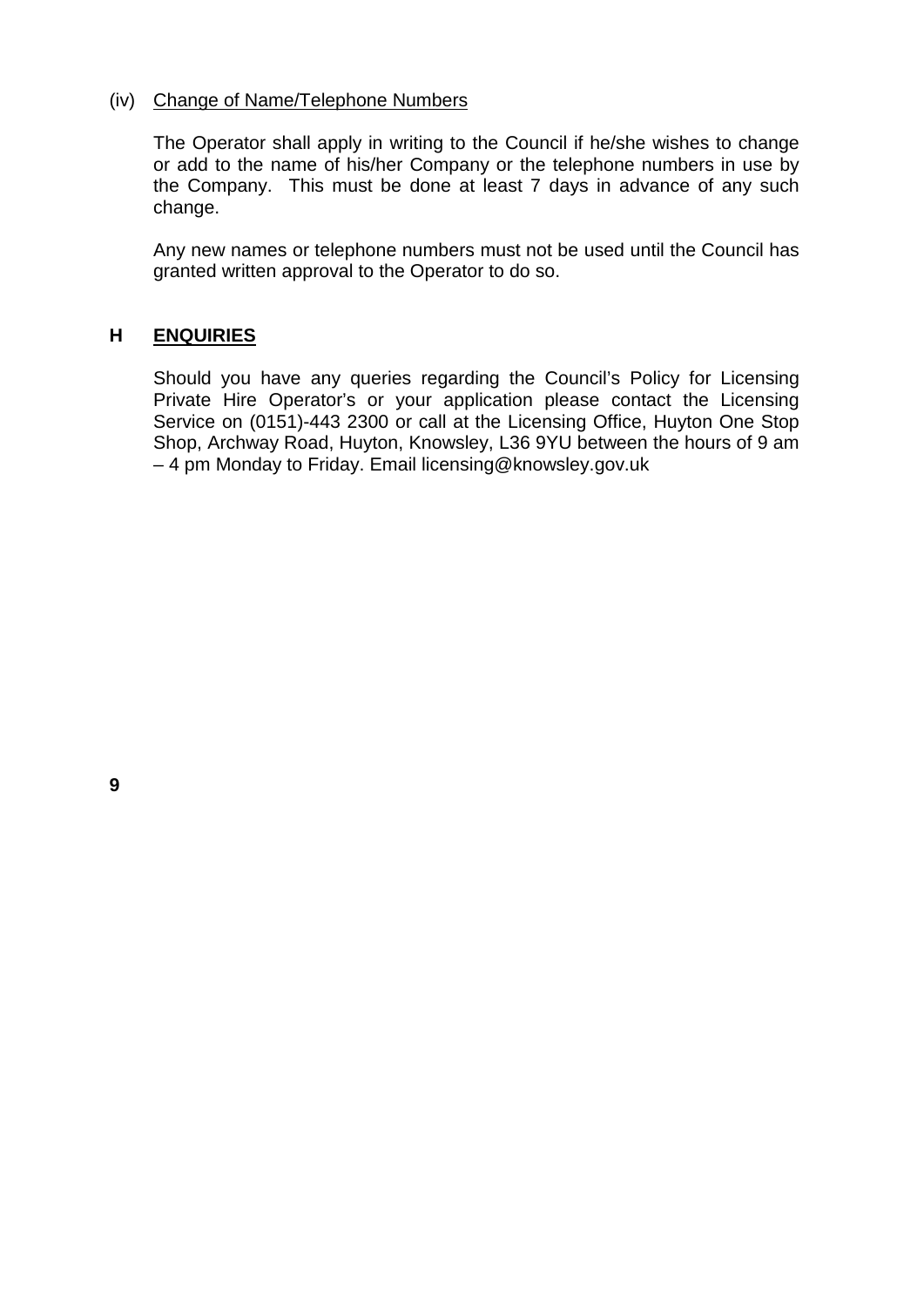(iv) <u>Change of Name/Telephone Numbers</u>

The Operator shall apply in writing to the Council if he/she wishes to change or add to the name of his/her Company or the telephone numbers in use by the Company. This must be done at least 7 days in advance of any such change.

Any new names or telephone numbers must not be used until the Council has granted written approval to the Operator to do so.

## H ENQUIRIES

Should you have any queries regarding the Council's Policy for Licensing Private Hire Operator's or your application please contact the Licensing Service on (0151)-443 2300 or call at the Licensing Office, Huyton One Stop Shop, Archway Road, Huyton, Knowsley, L36 9YU between the hours of 9 am – 4 pm Monday to Friday. Email licensing@knowsley.gov.uk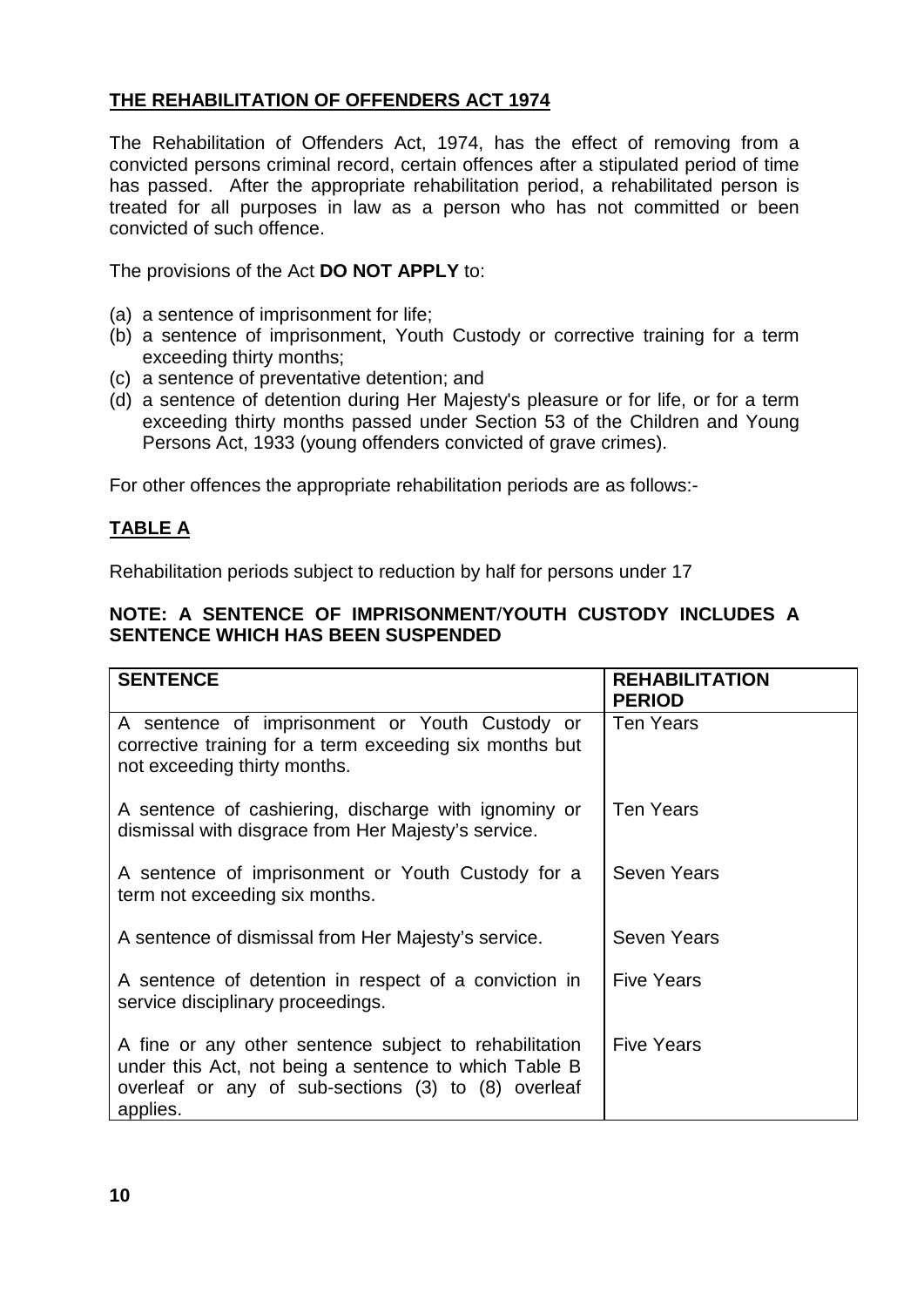## **THE REHABILITATION OF OFFENDERS ACT 1974**

The Rehabilitation of Offenders Act, 1974, has the effect of removing from a convicted persons criminal record, certain offences after a stipulated period of time has passed. After the appropriate rehabilitation period, a rehabilitated person is treated for all purposes in law as a person who has not committed or been convicted of such offence.

The provisions of the Act **DO NOT APPLY** to:

(a) a sentence of imprisonment for life;
(b) a sentence of imprisonment, Youth Custody or corrective training for a term exceeding thirty months;
(c) a sentence of preventative detention; and
(d) a sentence of detention during Her Majesty's pleasure or for life, or for a term exceeding thirty months passed under Section 53 of the Children and Young Persons Act, 1933 (young offenders convicted of grave crimes).

For other offences the appropriate rehabilitation periods are as follows:-

### **TABLE A**

Rehabilitation periods subject to reduction by half for persons under 17

**NOTE: A SENTENCE OF IMPRISONMENT/YOUTH CUSTODY INCLUDES A SENTENCE WHICH HAS BEEN SUSPENDED**

| SENTENCE | REHABILITATION PERIOD |
|---|---|
| A sentence of imprisonment or Youth Custody or corrective training for a term exceeding six months but not exceeding thirty months. | Ten Years |
| A sentence of cashiering, discharge with ignominy or dismissal with disgrace from Her Majesty's service. | Ten Years |
| A sentence of imprisonment or Youth Custody for a term not exceeding six months. | Seven Years |
| A sentence of dismissal from Her Majesty's service. | Seven Years |
| A sentence of detention in respect of a conviction in service disciplinary proceedings. | Five Years |
| A fine or any other sentence subject to rehabilitation under this Act, not being a sentence to which Table B overleaf or any of sub-sections (3) to (8) overleaf applies. | Five Years |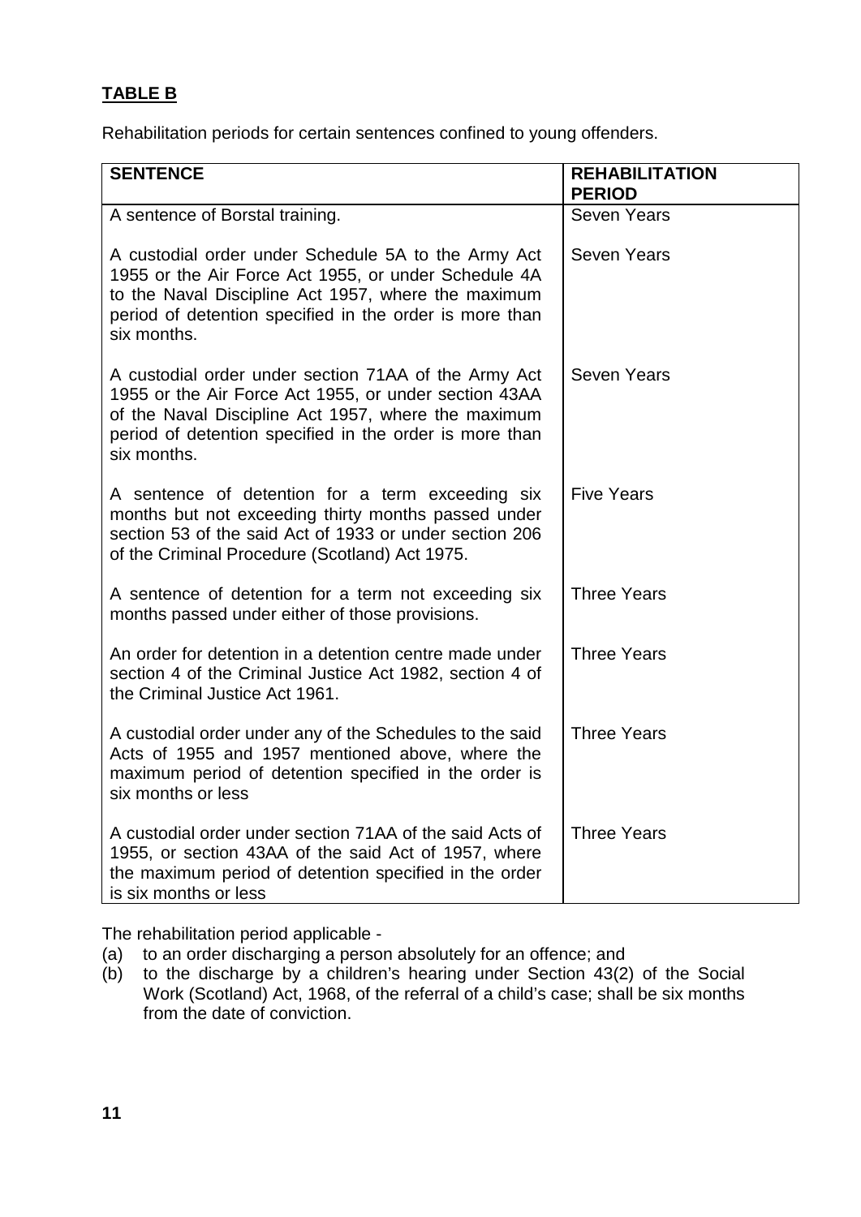**TABLE B**

Rehabilitation periods for certain sentences confined to young offenders.

| SENTENCE | REHABILITATION PERIOD |
|---|---|
| A sentence of Borstal training. | Seven Years |
| A custodial order under Schedule 5A to the Army Act 1955 or the Air Force Act 1955, or under Schedule 4A to the Naval Discipline Act 1957, where the maximum period of detention specified in the order is more than six months. | Seven Years |
| A custodial order under section 71AA of the Army Act 1955 or the Air Force Act 1955, or under section 43AA of the Naval Discipline Act 1957, where the maximum period of detention specified in the order is more than six months. | Seven Years |
| A sentence of detention for a term exceeding six months but not exceeding thirty months passed under section 53 of the said Act of 1933 or under section 206 of the Criminal Procedure (Scotland) Act 1975. | Five Years |
| A sentence of detention for a term not exceeding six months passed under either of those provisions. | Three Years |
| An order for detention in a detention centre made under section 4 of the Criminal Justice Act 1982, section 4 of the Criminal Justice Act 1961. | Three Years |
| A custodial order under any of the Schedules to the said Acts of 1955 and 1957 mentioned above, where the maximum period of detention specified in the order is six months or less | Three Years |
| A custodial order under section 71AA of the said Acts of 1955, or section 43AA of the said Act of 1957, where the maximum period of detention specified in the order is six months or less | Three Years |

The rehabilitation period applicable -

(a) to an order discharging a person absolutely for an offence; and
(b) to the discharge by a children's hearing under Section 43(2) of the Social Work (Scotland) Act, 1968, of the referral of a child's case; shall be six months from the date of conviction.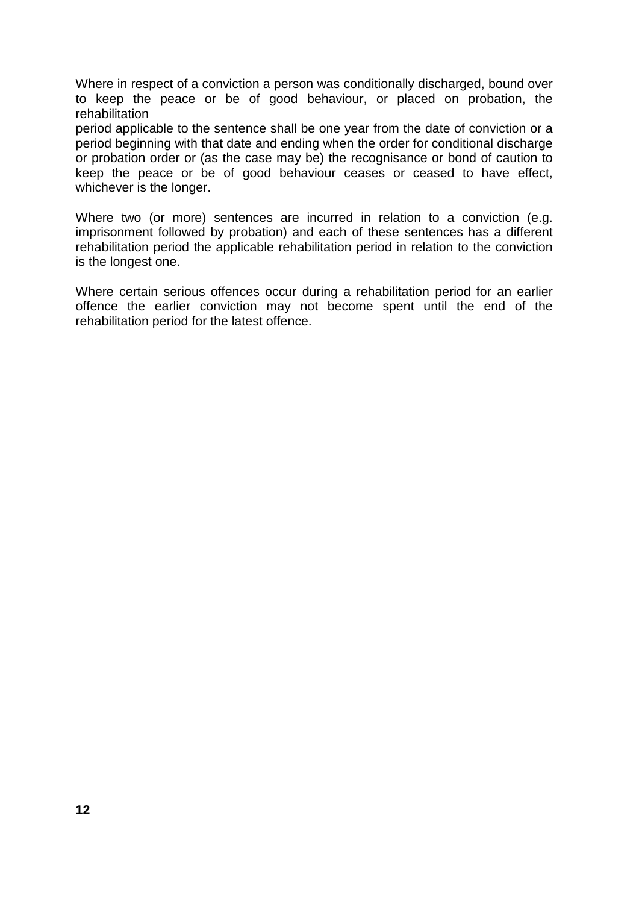Where in respect of a conviction a person was conditionally discharged, bound over to keep the peace or be of good behaviour, or placed on probation, the rehabilitation period applicable to the sentence shall be one year from the date of conviction or a period beginning with that date and ending when the order for conditional discharge or probation order or (as the case may be) the recognisance or bond of caution to keep the peace or be of good behaviour ceases or ceased to have effect, whichever is the longer.

Where two (or more) sentences are incurred in relation to a conviction (e.g. imprisonment followed by probation) and each of these sentences has a different rehabilitation period the applicable rehabilitation period in relation to the conviction is the longest one.

Where certain serious offences occur during a rehabilitation period for an earlier offence the earlier conviction may not become spent until the end of the rehabilitation period for the latest offence.